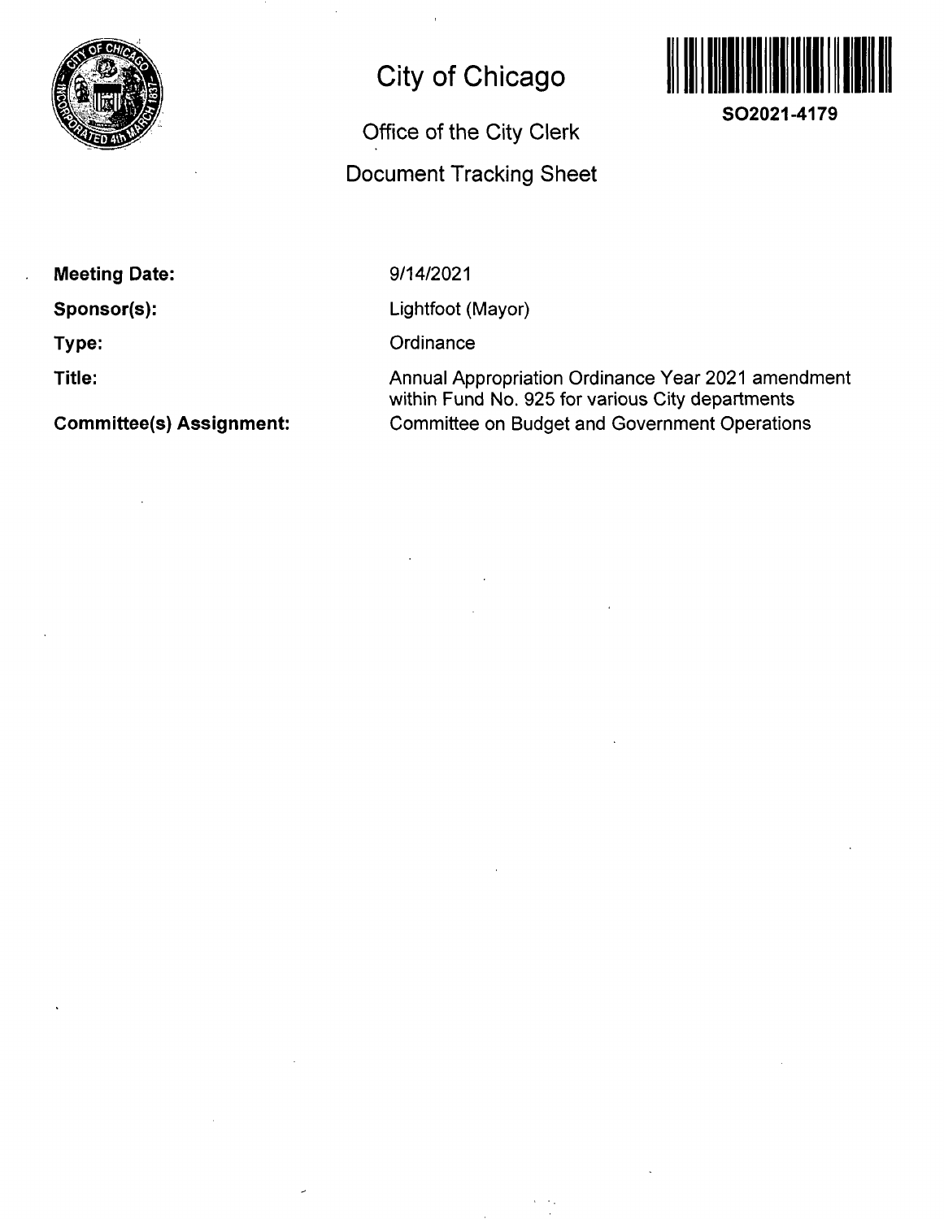# City of Chicago

SO2021-4179

## Office of the City Clerk

## Document Tracking Sheet

**Meeting Date:** 9/14/2021

**Sponsor(s):** Lightfoot (Mayor)

**Type:** Ordinance

**Title:** Annual Appropriation Ordinance Year 2021 amendment within Fund No. 925 for various City departments

**Committee(s) Assignment:** Committee on Budget and Government Operations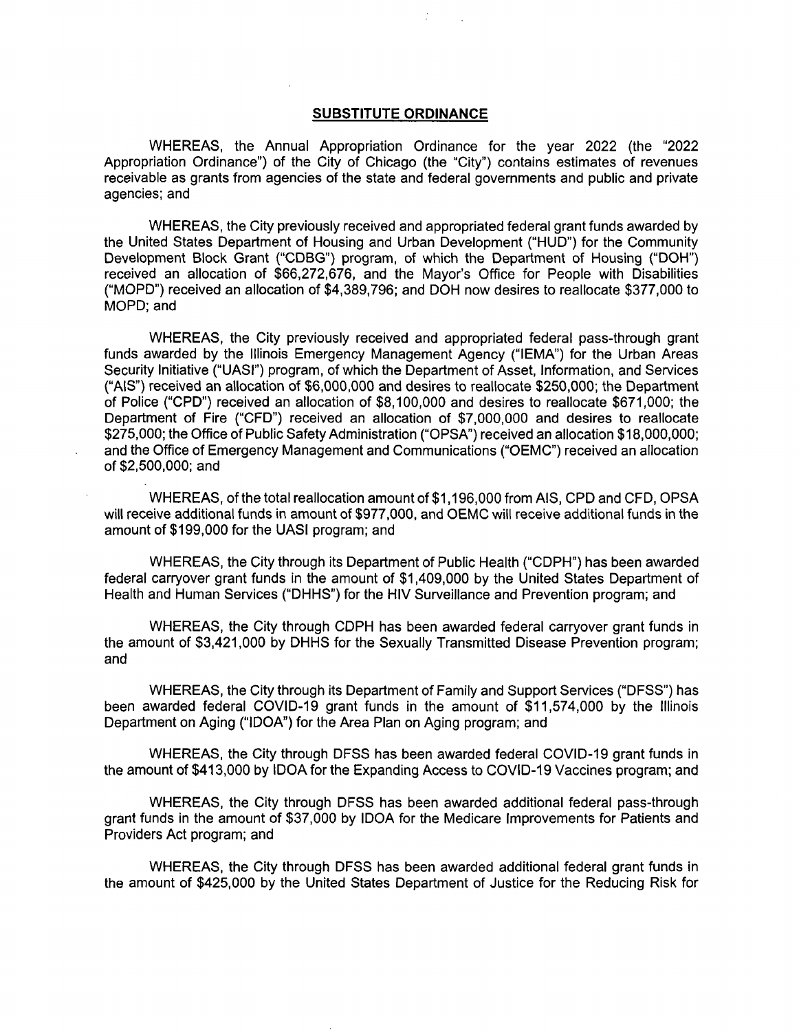**SUBSTITUTE ORDINANCE**

WHEREAS, the Annual Appropriation Ordinance for the year 2022 (the "2022 Appropriation Ordinance") of the City of Chicago (the "City") contains estimates of revenues receivable as grants from agencies of the state and federal governments and public and private agencies; and

WHEREAS, the City previously received and appropriated federal grant funds awarded by the United States Department of Housing and Urban Development ("HUD") for the Community Development Block Grant ("CDBG") program, of which the Department of Housing ("DOH") received an allocation of $66,272,676, and the Mayor's Office for People with Disabilities ("MOPD") received an allocation of $4,389,796; and DOH now desires to reallocate $377,000 to MOPD; and

WHEREAS, the City previously received and appropriated federal pass-through grant funds awarded by the Illinois Emergency Management Agency ("IEMA") for the Urban Areas Security Initiative ("UASI") program, of which the Department of Asset, Information, and Services ("AIS") received an allocation of $6,000,000 and desires to reallocate $250,000; the Department of Police ("CPD") received an allocation of $8,100,000 and desires to reallocate $671,000; the Department of Fire ("CFD") received an allocation of $7,000,000 and desires to reallocate $275,000; the Office of Public Safety Administration ("OPSA") received an allocation $18,000,000; and the Office of Emergency Management and Communications ("OEMC") received an allocation of $2,500,000; and

WHEREAS, of the total reallocation amount of $1,196,000 from AIS, CPD and CFD, OPSA will receive additional funds in amount of $977,000, and OEMC will receive additional funds in the amount of $199,000 for the UASI program; and

WHEREAS, the City through its Department of Public Health ("CDPH") has been awarded federal carryover grant funds in the amount of $1,409,000 by the United States Department of Health and Human Services ("DHHS") for the HIV Surveillance and Prevention program; and

WHEREAS, the City through CDPH has been awarded federal carryover grant funds in the amount of $3,421,000 by DHHS for the Sexually Transmitted Disease Prevention program; and

WHEREAS, the City through its Department of Family and Support Services ("DFSS") has been awarded federal COVID-19 grant funds in the amount of $11,574,000 by the Illinois Department on Aging ("IDOA") for the Area Plan on Aging program; and

WHEREAS, the City through DFSS has been awarded federal COVID-19 grant funds in the amount of $413,000 by IDOA for the Expanding Access to COVID-19 Vaccines program; and

WHEREAS, the City through DFSS has been awarded additional federal pass-through grant funds in the amount of $37,000 by IDOA for the Medicare Improvements for Patients and Providers Act program; and

WHEREAS, the City through DFSS has been awarded additional federal grant funds in the amount of $425,000 by the United States Department of Justice for the Reducing Risk for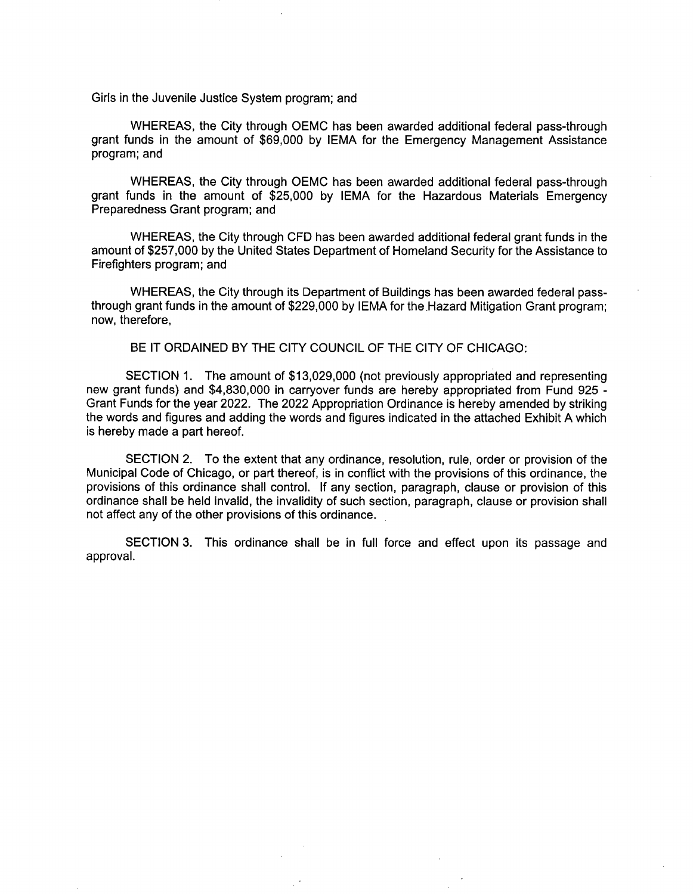Girls in the Juvenile Justice System program; and

WHEREAS, the City through OEMC has been awarded additional federal pass-through grant funds in the amount of $69,000 by IEMA for the Emergency Management Assistance program; and

WHEREAS, the City through OEMC has been awarded additional federal pass-through grant funds in the amount of $25,000 by IEMA for the Hazardous Materials Emergency Preparedness Grant program; and

WHEREAS, the City through CFD has been awarded additional federal grant funds in the amount of $257,000 by the United States Department of Homeland Security for the Assistance to Firefighters program; and

WHEREAS, the City through its Department of Buildings has been awarded federal pass-through grant funds in the amount of $229,000 by IEMA for the Hazard Mitigation Grant program; now, therefore,

BE IT ORDAINED BY THE CITY COUNCIL OF THE CITY OF CHICAGO:

SECTION 1. The amount of $13,029,000 (not previously appropriated and representing new grant funds) and $4,830,000 in carryover funds are hereby appropriated from Fund 925 - Grant Funds for the year 2022. The 2022 Appropriation Ordinance is hereby amended by striking the words and figures and adding the words and figures indicated in the attached Exhibit A which is hereby made a part hereof.

SECTION 2. To the extent that any ordinance, resolution, rule, order or provision of the Municipal Code of Chicago, or part thereof, is in conflict with the provisions of this ordinance, the provisions of this ordinance shall control. If any section, paragraph, clause or provision of this ordinance shall be held invalid, the invalidity of such section, paragraph, clause or provision shall not affect any of the other provisions of this ordinance.

SECTION 3. This ordinance shall be in full force and effect upon its passage and approval.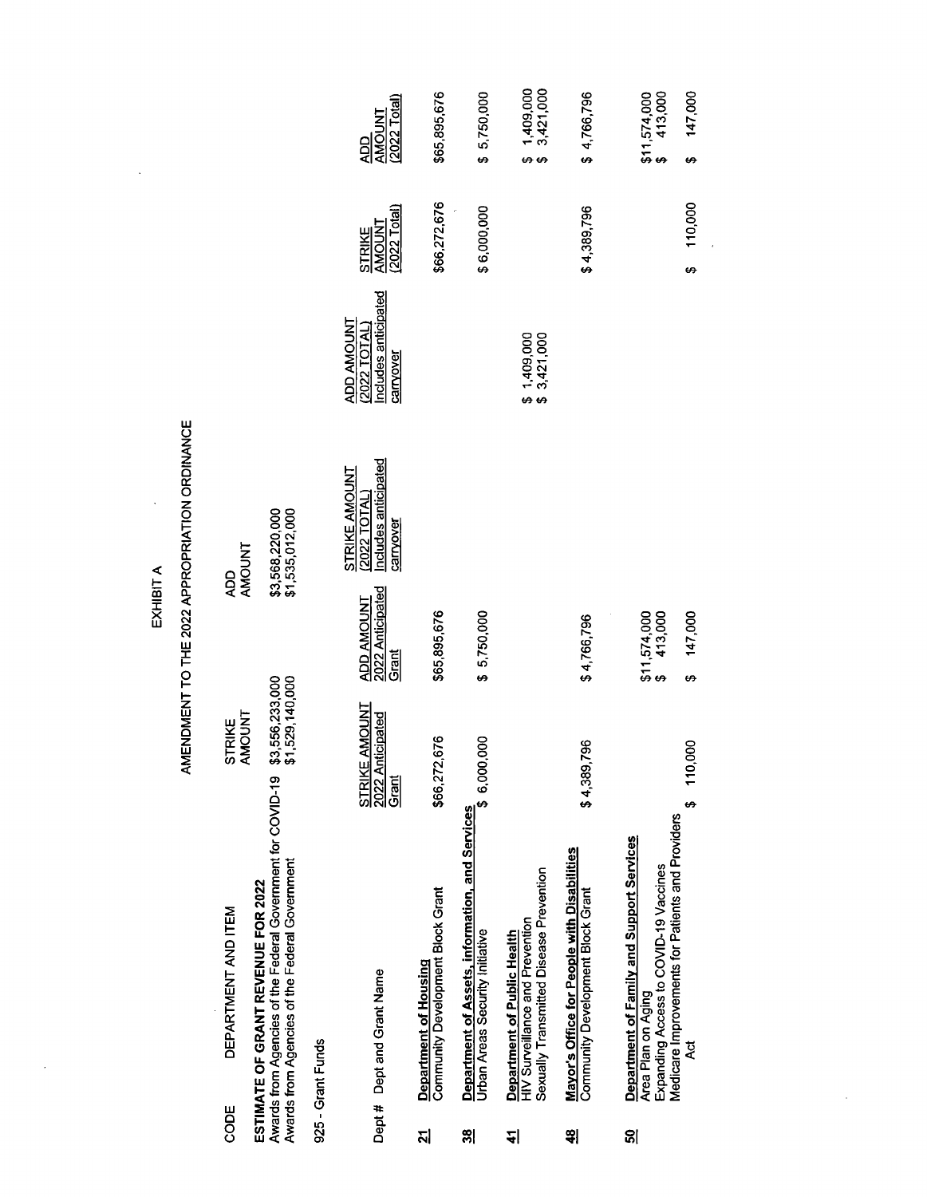# EXHIBIT A

## AMENDMENT TO THE 2022 APPROPRIATION ORDINANCE

| CODE | DEPARTMENT AND ITEM | STRIKE AMOUNT | ADD AMOUNT |
|---|---|---|---|
| | **ESTIMATE OF GRANT REVENUE FOR 2022** | | |
| | Awards from Agencies of the Federal Government for COVID-19 | $3,556,233,000 | $3,568,220,000 |
| | Awards from Agencies of the Federal Government | $1,529,140,000 | $1,535,012,000 |

925 - Grant Funds

| Dept # | Dept and Grant Name | STRIKE AMOUNT 2022 Anticipated Grant | ADD AMOUNT 2022 Anticipated Grant | STRIKE AMOUNT (2022 TOTAL) Includes anticipated carryover | ADD AMOUNT (2022 TOTAL) Includes anticipated carryover | STRIKE AMOUNT (2022 Total) | ADD AMOUNT (2022 Total) |
|---|---|---|---|---|---|---|---|
| 21 | **Department of Housing** | | | | | | |
| | Community Development Block Grant | $66,272,676 | $65,895,676 | | | $66,272,676 | $65,895,676 |
| 38 | **Department of Assets, Information, and Services** | | | | | | |
| | Urban Areas Security Initiative | $ 6,000,000 | $ 5,750,000 | | | $ 6,000,000 | $ 5,750,000 |
| 41 | **Department of Public Health** | | | | | | |
| | HIV Surveillance and Prevention | | | | $ 1,409,000 | | $ 1,409,000 |
| | Sexually Transmitted Disease Prevention | | | | $ 3,421,000 | | $ 3,421,000 |
| 48 | **Mayor's Office for People with Disabilities** | | | | | | |
| | Community Development Block Grant | $ 4,389,796 | $ 4,766,796 | | | $ 4,389,796 | $ 4,766,796 |
| 50 | **Department of Family and Support Services** | | | | | | |
| | Area Plan on Aging | | $11,574,000 | | | | $11,574,000 |
| | Expanding Access to COVID-19 Vaccines | | $ 413,000 | | | | $ 413,000 |
| | Medicare Improvements for Patients and Providers Act | $ 110,000 | $ 147,000 | | | $ 110,000 | $ 147,000 |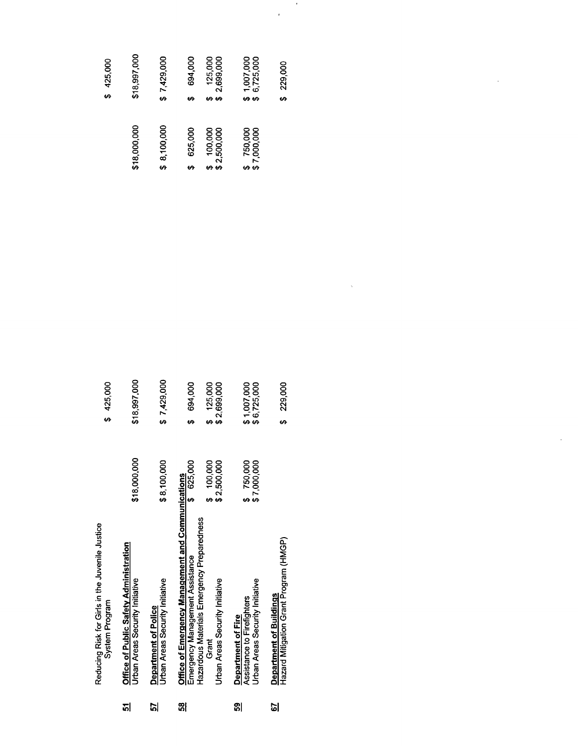| | | | | | |
|---|---|---|---|---|---|
| | Reducing Risk for Girls in the Juvenile Justice System Program | | $ 425,000 | | $ 425,000 |
| **51** | **Office of Public Safety Administration** | | | | |
| | Urban Areas Security Initiative | $18,000,000 | $18,997,000 | $18,000,000 | $18,997,000 |
| **57** | **Department of Police** | | | | |
| | Urban Areas Security Initiative | $ 8,100,000 | $ 7,429,000 | $ 8,100,000 | $ 7,429,000 |
| **58** | **Office of Emergency Management and Communications** | | | | |
| | Emergency Management Assistance | $ 625,000 | $ 694,000 | $ 625,000 | $ 694,000 |
| | Hazardous Materials Emergency Preparedness Grant | $ 100,000 | $ 125,000 | $ 100,000 | $ 125,000 |
| | Urban Areas Security Initiative | $ 2,500,000 | $ 2,699,000 | $ 2,500,000 | $ 2,699,000 |
| **59** | **Department of Fire** | | | | |
| | Assistance to Firefighters | $ 750,000 | $ 1,007,000 | $ 750,000 | $ 1,007,000 |
| | Urban Areas Security Initiative | $ 7,000,000 | $ 6,725,000 | $ 7,000,000 | $ 6,725,000 |
| **67** | **Department of Buildings** | | | | |
| | Hazard Mitigation Grant Program (HMGP) | | $ 229,000 | | $ 229,000 |